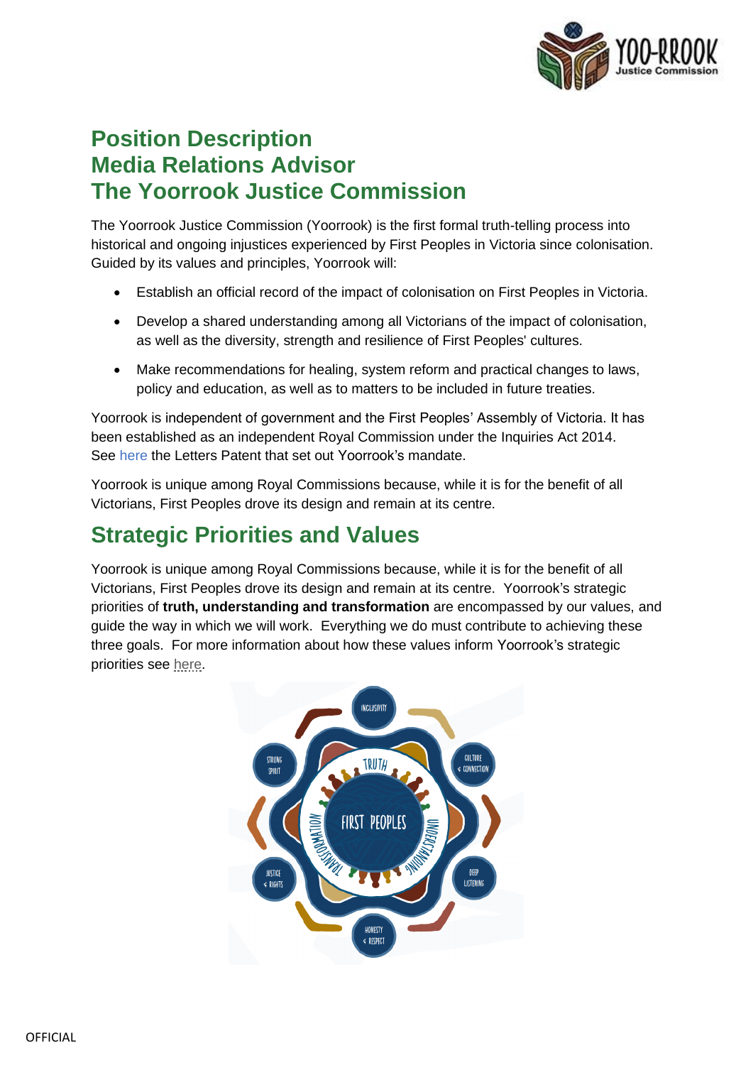# Position Description
# Media Relations Advisor
# The Yoorrook Justice Commission

The Yoorrook Justice Commission (Yoorrook) is the first formal truth-telling process into historical and ongoing injustices experienced by First Peoples in Victoria since colonisation. Guided by its values and principles, Yoorrook will:

- Establish an official record of the impact of colonisation on First Peoples in Victoria.
- Develop a shared understanding among all Victorians of the impact of colonisation, as well as the diversity, strength and resilience of First Peoples' cultures.
- Make recommendations for healing, system reform and practical changes to laws, policy and education, as well as to matters to be included in future treaties.

Yoorrook is independent of government and the First Peoples' Assembly of Victoria. It has been established as an independent Royal Commission under the Inquiries Act 2014. See here the Letters Patent that set out Yoorrook's mandate.

Yoorrook is unique among Royal Commissions because, while it is for the benefit of all Victorians, First Peoples drove its design and remain at its centre.

## Strategic Priorities and Values

Yoorrook is unique among Royal Commissions because, while it is for the benefit of all Victorians, First Peoples drove its design and remain at its centre. Yoorrook's strategic priorities of **truth, understanding and transformation** are encompassed by our values, and guide the way in which we will work. Everything we do must contribute to achieving these three goals. For more information about how these values inform Yoorrook's strategic priorities see here.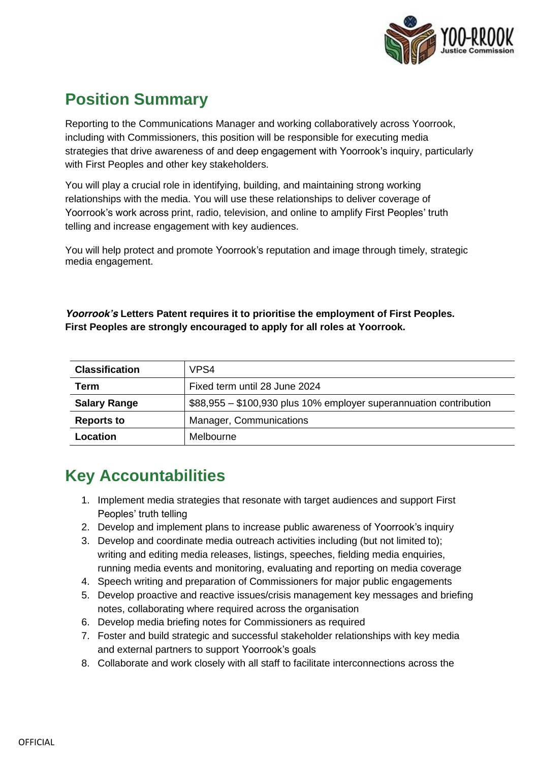## Position Summary

Reporting to the Communications Manager and working collaboratively across Yoorrook, including with Commissioners, this position will be responsible for executing media strategies that drive awareness of and deep engagement with Yoorrook's inquiry, particularly with First Peoples and other key stakeholders.

You will play a crucial role in identifying, building, and maintaining strong working relationships with the media. You will use these relationships to deliver coverage of Yoorrook's work across print, radio, television, and online to amplify First Peoples' truth telling and increase engagement with key audiences.

You will help protect and promote Yoorrook's reputation and image through timely, strategic media engagement.

***Yoorrook's*** **Letters Patent requires it to prioritise the employment of First Peoples. First Peoples are strongly encouraged to apply for all roles at Yoorrook.**

| | |
|---|---|
| **Classification** | VPS4 |
| **Term** | Fixed term until 28 June 2024 |
| **Salary Range** | $88,955 – $100,930 plus 10% employer superannuation contribution |
| **Reports to** | Manager, Communications |
| **Location** | Melbourne |

## Key Accountabilities

1. Implement media strategies that resonate with target audiences and support First Peoples' truth telling
2. Develop and implement plans to increase public awareness of Yoorrook's inquiry
3. Develop and coordinate media outreach activities including (but not limited to); writing and editing media releases, listings, speeches, fielding media enquiries, running media events and monitoring, evaluating and reporting on media coverage
4. Speech writing and preparation of Commissioners for major public engagements
5. Develop proactive and reactive issues/crisis management key messages and briefing notes, collaborating where required across the organisation
6. Develop media briefing notes for Commissioners as required
7. Foster and build strategic and successful stakeholder relationships with key media and external partners to support Yoorrook's goals
8. Collaborate and work closely with all staff to facilitate interconnections across the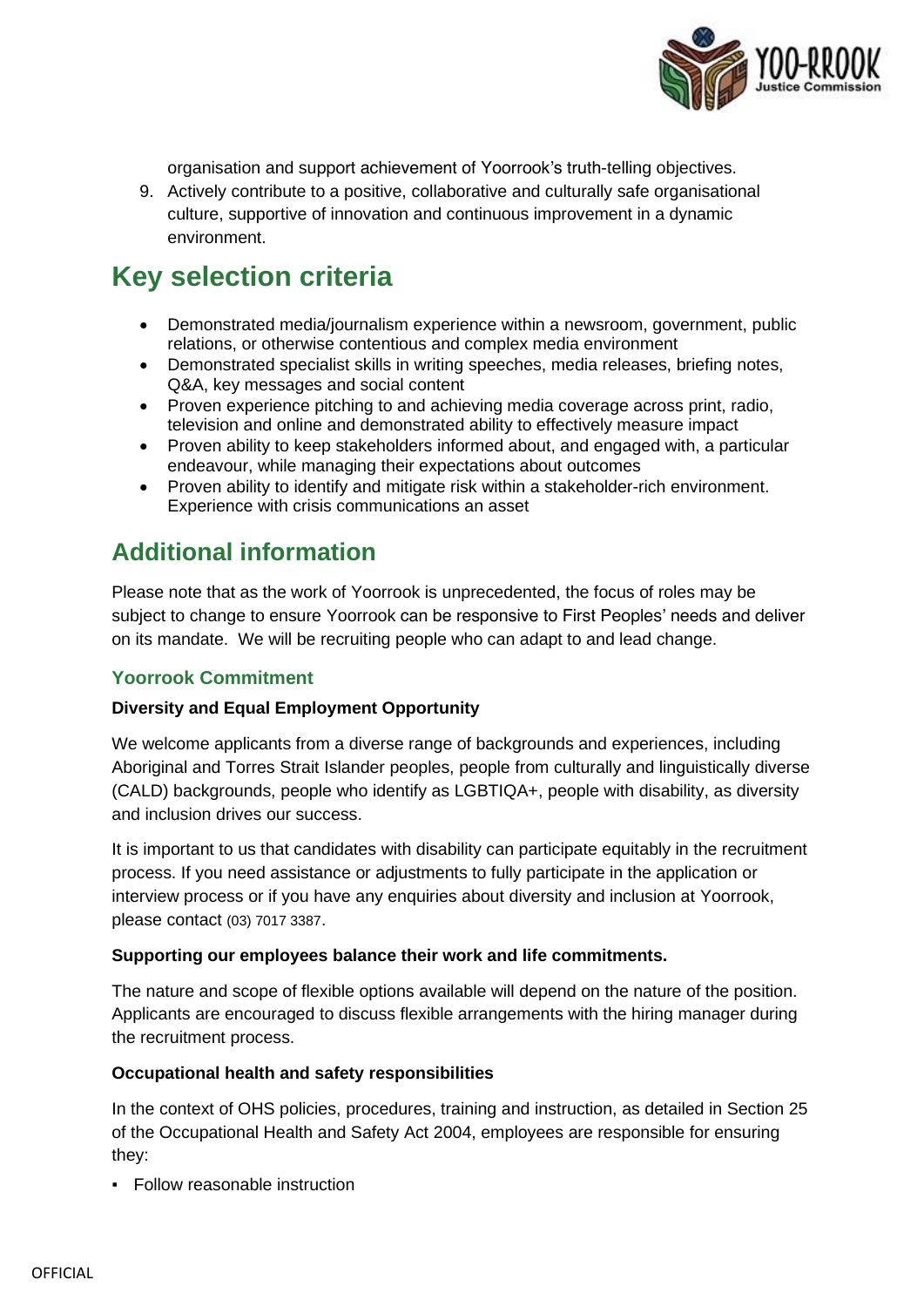organisation and support achievement of Yoorrook's truth-telling objectives.

9. Actively contribute to a positive, collaborative and culturally safe organisational culture, supportive of innovation and continuous improvement in a dynamic environment.

## Key selection criteria

- Demonstrated media/journalism experience within a newsroom, government, public relations, or otherwise contentious and complex media environment
- Demonstrated specialist skills in writing speeches, media releases, briefing notes, Q&A, key messages and social content
- Proven experience pitching to and achieving media coverage across print, radio, television and online and demonstrated ability to effectively measure impact
- Proven ability to keep stakeholders informed about, and engaged with, a particular endeavour, while managing their expectations about outcomes
- Proven ability to identify and mitigate risk within a stakeholder-rich environment. Experience with crisis communications an asset

## Additional information

Please note that as the work of Yoorrook is unprecedented, the focus of roles may be subject to change to ensure Yoorrook can be responsive to First Peoples' needs and deliver on its mandate. We will be recruiting people who can adapt to and lead change.

### Yoorrook Commitment

**Diversity and Equal Employment Opportunity**

We welcome applicants from a diverse range of backgrounds and experiences, including Aboriginal and Torres Strait Islander peoples, people from culturally and linguistically diverse (CALD) backgrounds, people who identify as LGBTIQA+, people with disability, as diversity and inclusion drives our success.

It is important to us that candidates with disability can participate equitably in the recruitment process. If you need assistance or adjustments to fully participate in the application or interview process or if you have any enquiries about diversity and inclusion at Yoorrook, please contact (03) 7017 3387.

**Supporting our employees balance their work and life commitments.**

The nature and scope of flexible options available will depend on the nature of the position. Applicants are encouraged to discuss flexible arrangements with the hiring manager during the recruitment process.

**Occupational health and safety responsibilities**

In the context of OHS policies, procedures, training and instruction, as detailed in Section 25 of the Occupational Health and Safety Act 2004, employees are responsible for ensuring they:

- Follow reasonable instruction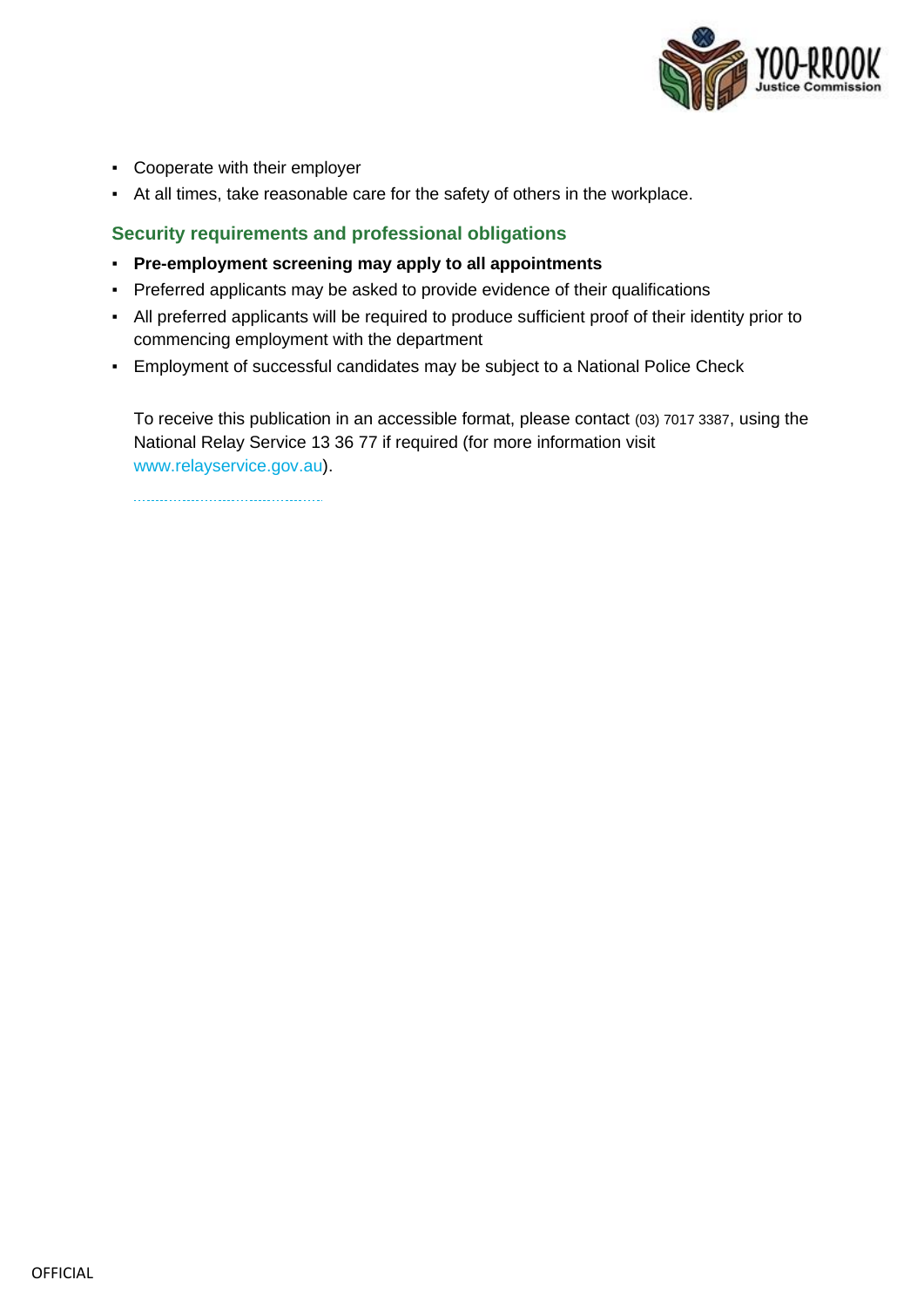- Cooperate with their employer
- At all times, take reasonable care for the safety of others in the workplace.

## Security requirements and professional obligations

- **Pre-employment screening may apply to all appointments**
- Preferred applicants may be asked to provide evidence of their qualifications
- All preferred applicants will be required to produce sufficient proof of their identity prior to commencing employment with the department
- Employment of successful candidates may be subject to a National Police Check

To receive this publication in an accessible format, please contact (03) 7017 3387, using the National Relay Service 13 36 77 if required (for more information visit www.relayservice.gov.au).

OFFICIAL